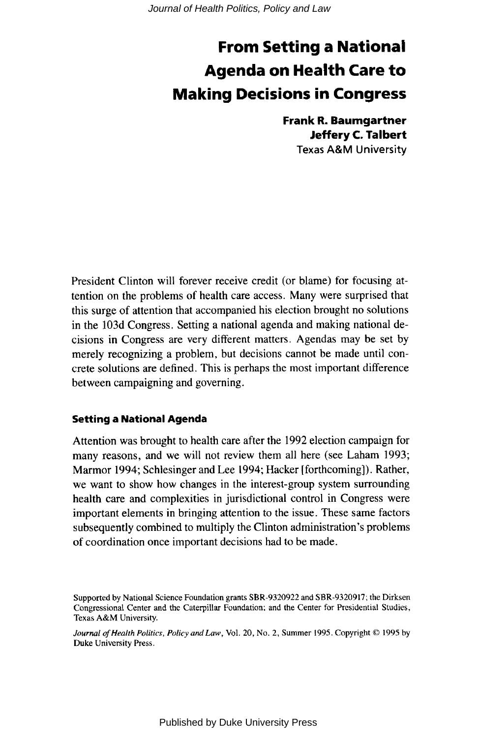# From Setting a National Agenda on Health Care to Making Decisions in Congress

**Frank R. Baumgartner**
**Jeffery C. Talbert**
Texas A&M University

President Clinton will forever receive credit (or blame) for focusing attention on the problems of health care access. Many were surprised that this surge of attention that accompanied his election brought no solutions in the 103d Congress. Setting a national agenda and making national decisions in Congress are very different matters. Agendas may be set by merely recognizing a problem, but decisions cannot be made until concrete solutions are defined. This is perhaps the most important difference between campaigning and governing.

## Setting a National Agenda

Attention was brought to health care after the 1992 election campaign for many reasons, and we will not review them all here (see Laham 1993; Marmor 1994; Schlesinger and Lee 1994; Hacker [forthcoming]). Rather, we want to show how changes in the interest-group system surrounding health care and complexities in jurisdictional control in Congress were important elements in bringing attention to the issue. These same factors subsequently combined to multiply the Clinton administration's problems of coordination once important decisions had to be made.

Supported by National Science Foundation grants SBR-9320922 and SBR-9320917; the Dirksen Congressional Center and the Caterpillar Foundation; and the Center for Presidential Studies, Texas A&M University.

*Journal of Health Politics, Policy and Law*, Vol. 20, No. 2, Summer 1995. Copyright © 1995 by Duke University Press.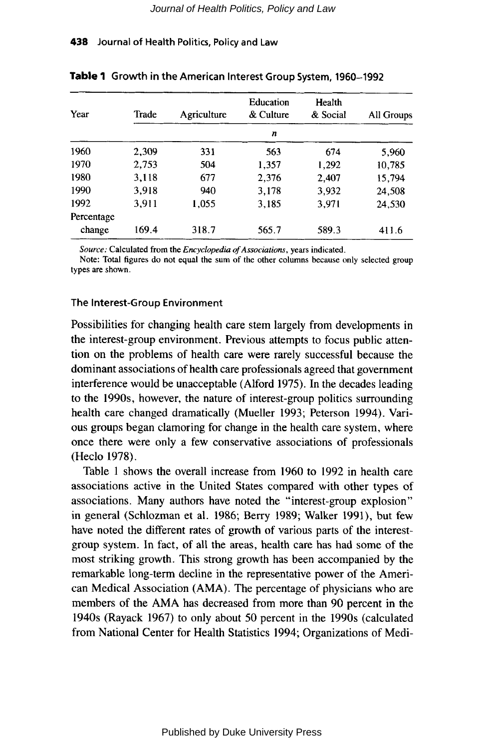**Table 1** Growth in the American Interest Group System, 1960–1992

| Year | Trade | Agriculture | Education & Culture | Health & Social | All Groups |
|---|---|---|---|---|---|
| | | | *n* | | |
| 1960 | 2,309 | 331 | 563 | 674 | 5,960 |
| 1970 | 2,753 | 504 | 1,357 | 1,292 | 10,785 |
| 1980 | 3,118 | 677 | 2,376 | 2,407 | 15,794 |
| 1990 | 3,918 | 940 | 3,178 | 3,932 | 24,508 |
| 1992 | 3,911 | 1,055 | 3,185 | 3,971 | 24,530 |
| Percentage change | 169.4 | 318.7 | 565.7 | 589.3 | 411.6 |

*Source:* Calculated from the *Encyclopedia of Associations*, years indicated.
Note: Total figures do not equal the sum of the other columns because only selected group types are shown.

### The Interest-Group Environment

Possibilities for changing health care stem largely from developments in the interest-group environment. Previous attempts to focus public attention on the problems of health care were rarely successful because the dominant associations of health care professionals agreed that government interference would be unacceptable (Alford 1975). In the decades leading to the 1990s, however, the nature of interest-group politics surrounding health care changed dramatically (Mueller 1993; Peterson 1994). Various groups began clamoring for change in the health care system, where once there were only a few conservative associations of professionals (Heclo 1978).

Table 1 shows the overall increase from 1960 to 1992 in health care associations active in the United States compared with other types of associations. Many authors have noted the "interest-group explosion" in general (Schlozman et al. 1986; Berry 1989; Walker 1991), but few have noted the different rates of growth of various parts of the interest-group system. In fact, of all the areas, health care has had some of the most striking growth. This strong growth has been accompanied by the remarkable long-term decline in the representative power of the American Medical Association (AMA). The percentage of physicians who are members of the AMA has decreased from more than 90 percent in the 1940s (Rayack 1967) to only about 50 percent in the 1990s (calculated from National Center for Health Statistics 1994; Organizations of Medi-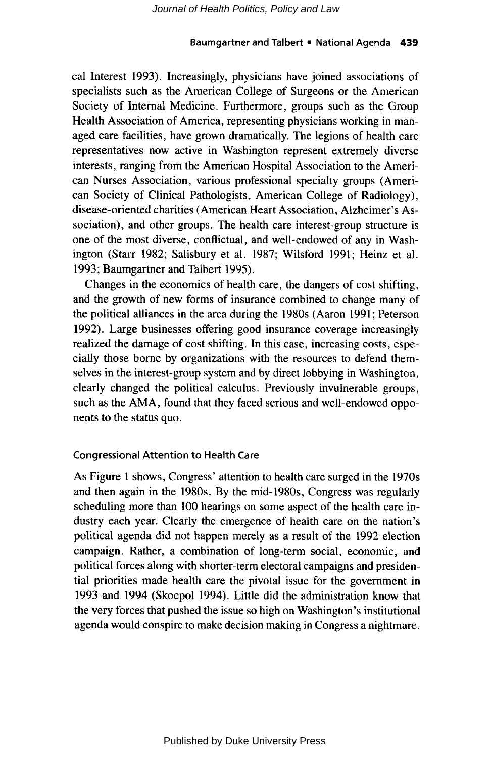cal Interest 1993). Increasingly, physicians have joined associations of specialists such as the American College of Surgeons or the American Society of Internal Medicine. Furthermore, groups such as the Group Health Association of America, representing physicians working in managed care facilities, have grown dramatically. The legions of health care representatives now active in Washington represent extremely diverse interests, ranging from the American Hospital Association to the American Nurses Association, various professional specialty groups (American Society of Clinical Pathologists, American College of Radiology), disease-oriented charities (American Heart Association, Alzheimer's Association), and other groups. The health care interest-group structure is one of the most diverse, conflictual, and well-endowed of any in Washington (Starr 1982; Salisbury et al. 1987; Wilsford 1991; Heinz et al. 1993; Baumgartner and Talbert 1995).

Changes in the economics of health care, the dangers of cost shifting, and the growth of new forms of insurance combined to change many of the political alliances in the area during the 1980s (Aaron 1991; Peterson 1992). Large businesses offering good insurance coverage increasingly realized the damage of cost shifting. In this case, increasing costs, especially those borne by organizations with the resources to defend themselves in the interest-group system and by direct lobbying in Washington, clearly changed the political calculus. Previously invulnerable groups, such as the AMA, found that they faced serious and well-endowed opponents to the status quo.

### Congressional Attention to Health Care

As Figure 1 shows, Congress' attention to health care surged in the 1970s and then again in the 1980s. By the mid-1980s, Congress was regularly scheduling more than 100 hearings on some aspect of the health care industry each year. Clearly the emergence of health care on the nation's political agenda did not happen merely as a result of the 1992 election campaign. Rather, a combination of long-term social, economic, and political forces along with shorter-term electoral campaigns and presidential priorities made health care the pivotal issue for the government in 1993 and 1994 (Skocpol 1994). Little did the administration know that the very forces that pushed the issue so high on Washington's institutional agenda would conspire to make decision making in Congress a nightmare.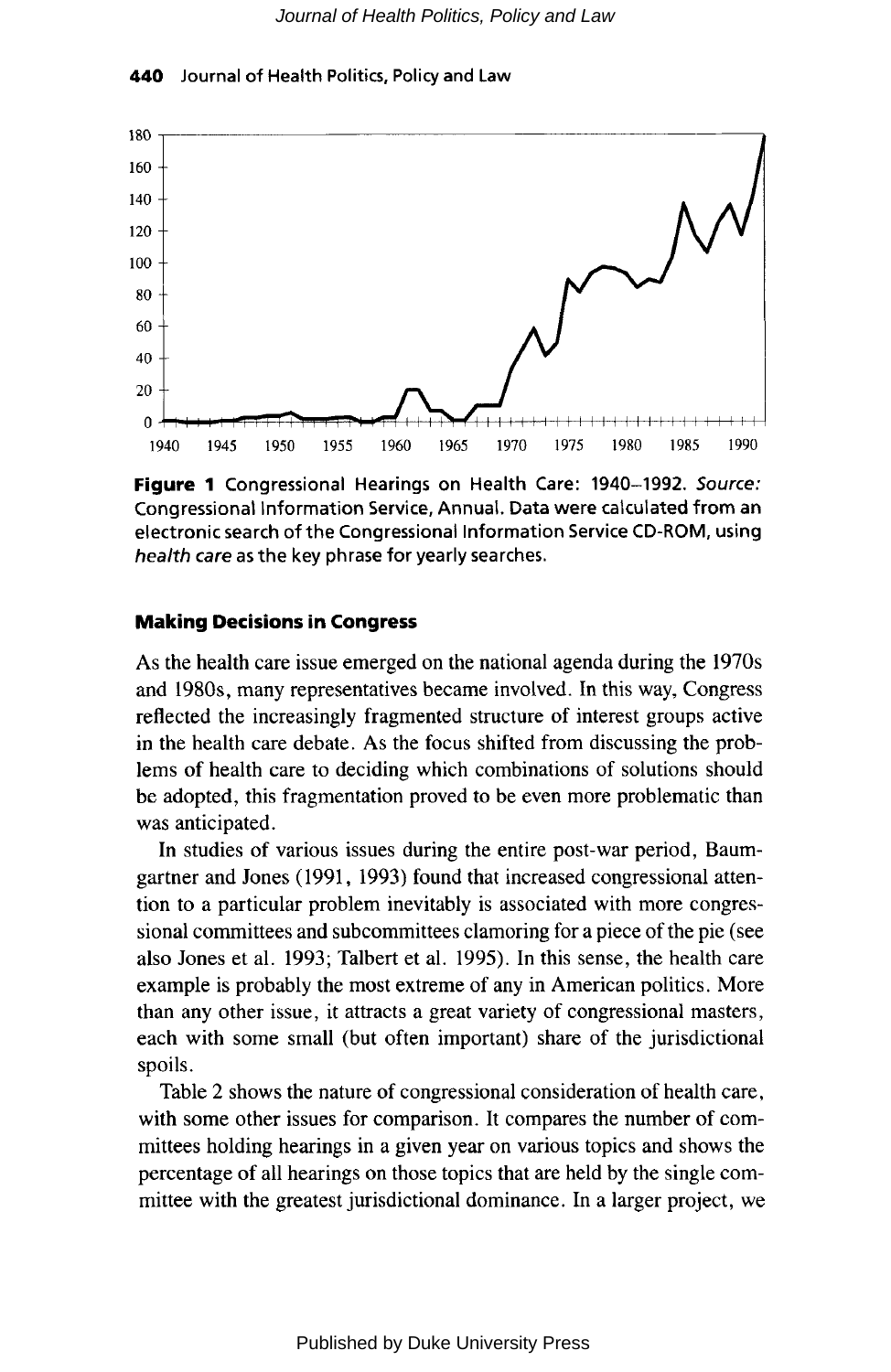**Figure 1** Congressional Hearings on Health Care: 1940–1992. *Source:* Congressional Information Service, Annual. Data were calculated from an electronic search of the Congressional Information Service CD-ROM, using *health care* as the key phrase for yearly searches.

### Making Decisions in Congress

As the health care issue emerged on the national agenda during the 1970s and 1980s, many representatives became involved. In this way, Congress reflected the increasingly fragmented structure of interest groups active in the health care debate. As the focus shifted from discussing the problems of health care to deciding which combinations of solutions should be adopted, this fragmentation proved to be even more problematic than was anticipated.

In studies of various issues during the entire post-war period, Baumgartner and Jones (1991, 1993) found that increased congressional attention to a particular problem inevitably is associated with more congressional committees and subcommittees clamoring for a piece of the pie (see also Jones et al. 1993; Talbert et al. 1995). In this sense, the health care example is probably the most extreme of any in American politics. More than any other issue, it attracts a great variety of congressional masters, each with some small (but often important) share of the jurisdictional spoils.

Table 2 shows the nature of congressional consideration of health care, with some other issues for comparison. It compares the number of committees holding hearings in a given year on various topics and shows the percentage of all hearings on those topics that are held by the single committee with the greatest jurisdictional dominance. In a larger project, we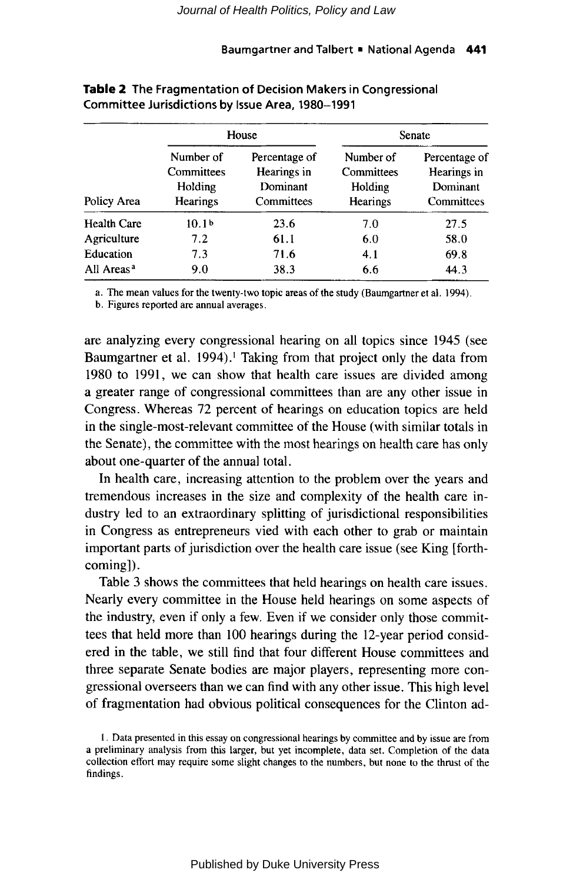**Table 2** The Fragmentation of Decision Makers in Congressional Committee Jurisdictions by Issue Area, 1980–1991

| | House | | Senate | |
|---|---|---|---|---|
| Policy Area | Number of Committees Holding Hearings | Percentage of Hearings in Dominant Committees | Number of Committees Holding Hearings | Percentage of Hearings in Dominant Committees |
| Health Care | 10.1[b] | 23.6 | 7.0 | 27.5 |
| Agriculture | 7.2 | 61.1 | 6.0 | 58.0 |
| Education | 7.3 | 71.6 | 4.1 | 69.8 |
| All Areas[a] | 9.0 | 38.3 | 6.6 | 44.3 |

a. The mean values for the twenty-two topic areas of the study (Baumgartner et al. 1994).
b. Figures reported are annual averages.

are analyzing every congressional hearing on all topics since 1945 (see Baumgartner et al. 1994).[1] Taking from that project only the data from 1980 to 1991, we can show that health care issues are divided among a greater range of congressional committees than are any other issue in Congress. Whereas 72 percent of hearings on education topics are held in the single-most-relevant committee of the House (with similar totals in the Senate), the committee with the most hearings on health care has only about one-quarter of the annual total.

In health care, increasing attention to the problem over the years and tremendous increases in the size and complexity of the health care industry led to an extraordinary splitting of jurisdictional responsibilities in Congress as entrepreneurs vied with each other to grab or maintain important parts of jurisdiction over the health care issue (see King [forthcoming]).

Table 3 shows the committees that held hearings on health care issues. Nearly every committee in the House held hearings on some aspects of the industry, even if only a few. Even if we consider only those committees that held more than 100 hearings during the 12-year period considered in the table, we still find that four different House committees and three separate Senate bodies are major players, representing more congressional overseers than we can find with any other issue. This high level of fragmentation had obvious political consequences for the Clinton ad-

1. Data presented in this essay on congressional hearings by committee and by issue are from a preliminary analysis from this larger, but yet incomplete, data set. Completion of the data collection effort may require some slight changes to the numbers, but none to the thrust of the findings.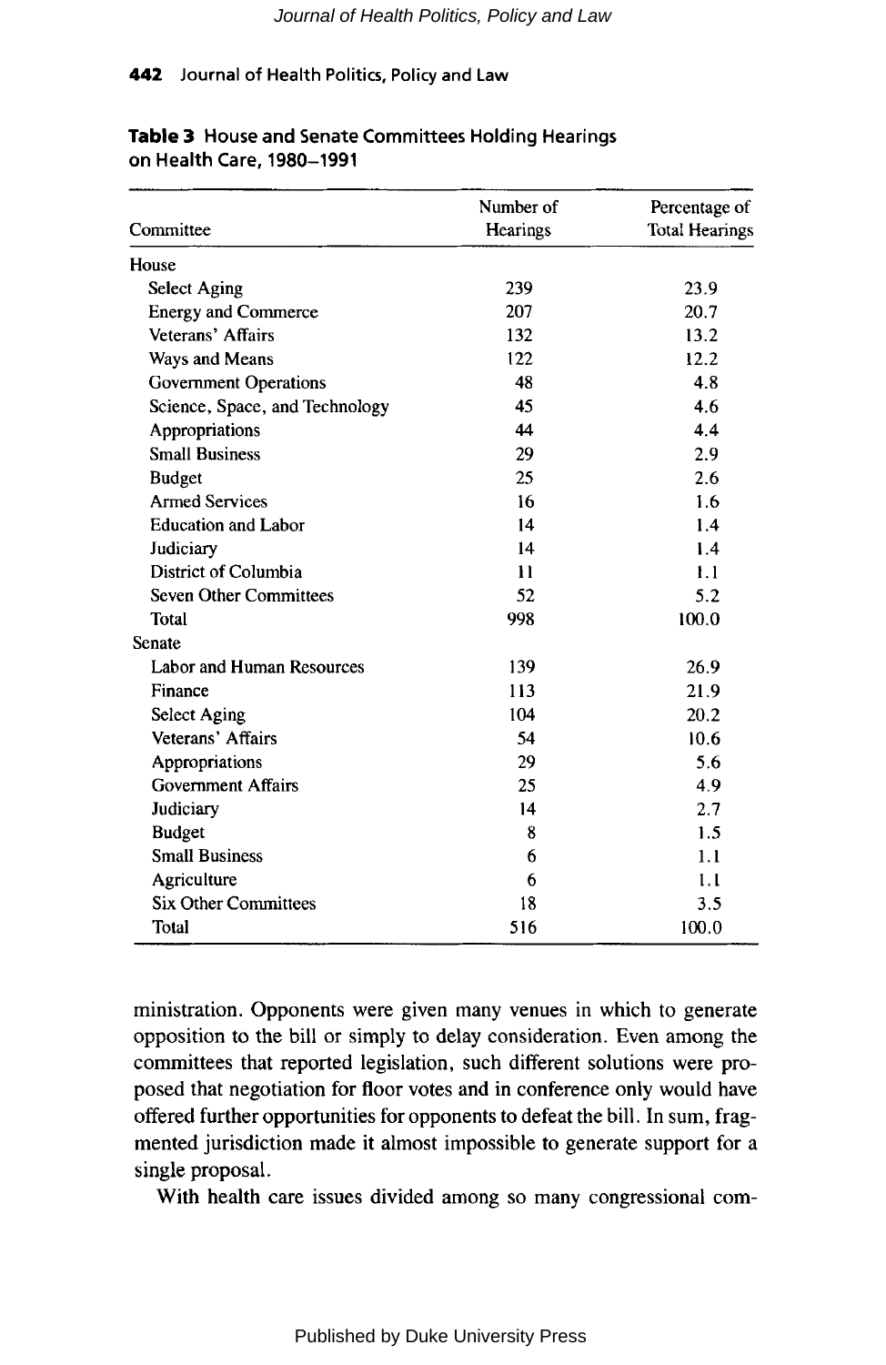**Table 3** House and Senate Committees Holding Hearings on Health Care, 1980–1991

| Committee | Number of Hearings | Percentage of Total Hearings |
|---|---|---|
| House | | |
| Select Aging | 239 | 23.9 |
| Energy and Commerce | 207 | 20.7 |
| Veterans' Affairs | 132 | 13.2 |
| Ways and Means | 122 | 12.2 |
| Government Operations | 48 | 4.8 |
| Science, Space, and Technology | 45 | 4.6 |
| Appropriations | 44 | 4.4 |
| Small Business | 29 | 2.9 |
| Budget | 25 | 2.6 |
| Armed Services | 16 | 1.6 |
| Education and Labor | 14 | 1.4 |
| Judiciary | 14 | 1.4 |
| District of Columbia | 11 | 1.1 |
| Seven Other Committees | 52 | 5.2 |
| Total | 998 | 100.0 |
| Senate | | |
| Labor and Human Resources | 139 | 26.9 |
| Finance | 113 | 21.9 |
| Select Aging | 104 | 20.2 |
| Veterans' Affairs | 54 | 10.6 |
| Appropriations | 29 | 5.6 |
| Government Affairs | 25 | 4.9 |
| Judiciary | 14 | 2.7 |
| Budget | 8 | 1.5 |
| Small Business | 6 | 1.1 |
| Agriculture | 6 | 1.1 |
| Six Other Committees | 18 | 3.5 |
| Total | 516 | 100.0 |

ministration. Opponents were given many venues in which to generate opposition to the bill or simply to delay consideration. Even among the committees that reported legislation, such different solutions were proposed that negotiation for floor votes and in conference only would have offered further opportunities for opponents to defeat the bill. In sum, fragmented jurisdiction made it almost impossible to generate support for a single proposal.

With health care issues divided among so many congressional com-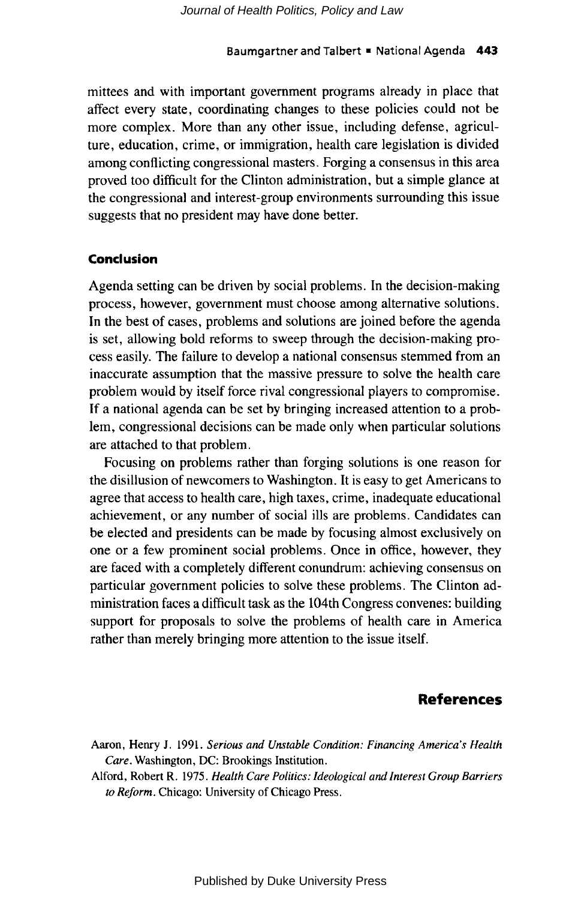mittees and with important government programs already in place that affect every state, coordinating changes to these policies could not be more complex. More than any other issue, including defense, agriculture, education, crime, or immigration, health care legislation is divided among conflicting congressional masters. Forging a consensus in this area proved too difficult for the Clinton administration, but a simple glance at the congressional and interest-group environments surrounding this issue suggests that no president may have done better.

### Conclusion

Agenda setting can be driven by social problems. In the decision-making process, however, government must choose among alternative solutions. In the best of cases, problems and solutions are joined before the agenda is set, allowing bold reforms to sweep through the decision-making process easily. The failure to develop a national consensus stemmed from an inaccurate assumption that the massive pressure to solve the health care problem would by itself force rival congressional players to compromise. If a national agenda can be set by bringing increased attention to a problem, congressional decisions can be made only when particular solutions are attached to that problem.

Focusing on problems rather than forging solutions is one reason for the disillusion of newcomers to Washington. It is easy to get Americans to agree that access to health care, high taxes, crime, inadequate educational achievement, or any number of social ills are problems. Candidates can be elected and presidents can be made by focusing almost exclusively on one or a few prominent social problems. Once in office, however, they are faced with a completely different conundrum: achieving consensus on particular government policies to solve these problems. The Clinton administration faces a difficult task as the 104th Congress convenes: building support for proposals to solve the problems of health care in America rather than merely bringing more attention to the issue itself.

## References

Aaron, Henry J. 1991. *Serious and Unstable Condition: Financing America's Health Care*. Washington, DC: Brookings Institution.

Alford, Robert R. 1975. *Health Care Politics: Ideological and Interest Group Barriers to Reform*. Chicago: University of Chicago Press.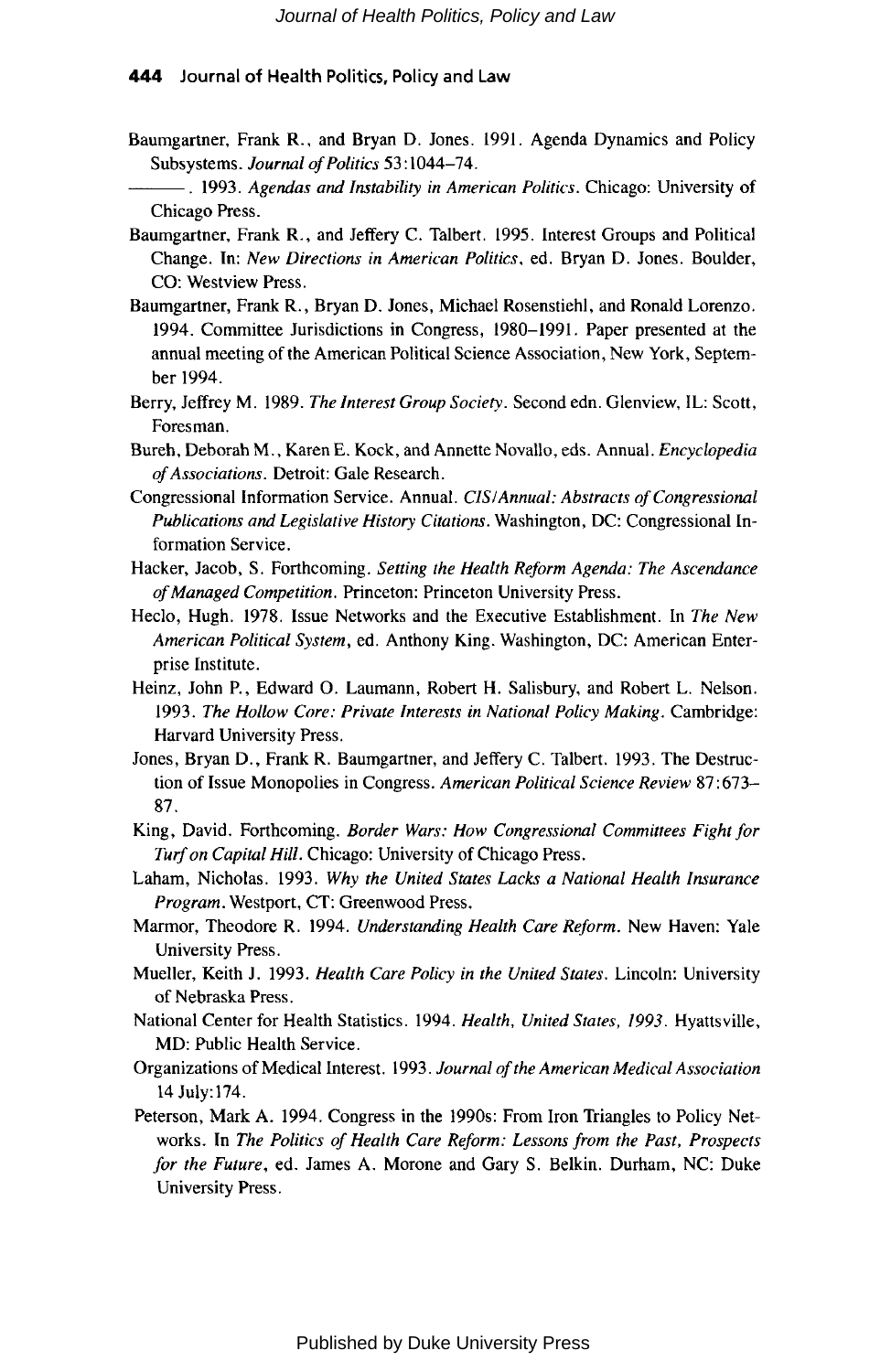Baumgartner, Frank R., and Bryan D. Jones. 1991. Agenda Dynamics and Policy Subsystems. *Journal of Politics* 53:1044–74.

———. 1993. *Agendas and Instability in American Politics*. Chicago: University of Chicago Press.

Baumgartner, Frank R., and Jeffery C. Talbert. 1995. Interest Groups and Political Change. In: *New Directions in American Politics*, ed. Bryan D. Jones. Boulder, CO: Westview Press.

Baumgartner, Frank R., Bryan D. Jones, Michael Rosenstiehl, and Ronald Lorenzo. 1994. Committee Jurisdictions in Congress, 1980–1991. Paper presented at the annual meeting of the American Political Science Association, New York, September 1994.

Berry, Jeffrey M. 1989. *The Interest Group Society*. Second edn. Glenview, IL: Scott, Foresman.

Bureh, Deborah M., Karen E. Kock, and Annette Novallo, eds. Annual. *Encyclopedia of Associations*. Detroit: Gale Research.

Congressional Information Service. Annual. *CIS/Annual: Abstracts of Congressional Publications and Legislative History Citations*. Washington, DC: Congressional Information Service.

Hacker, Jacob, S. Forthcoming. *Setting the Health Reform Agenda: The Ascendance of Managed Competition*. Princeton: Princeton University Press.

Heclo, Hugh. 1978. Issue Networks and the Executive Establishment. In *The New American Political System*, ed. Anthony King. Washington, DC: American Enterprise Institute.

Heinz, John P., Edward O. Laumann, Robert H. Salisbury, and Robert L. Nelson. 1993. *The Hollow Core: Private Interests in National Policy Making*. Cambridge: Harvard University Press.

Jones, Bryan D., Frank R. Baumgartner, and Jeffery C. Talbert. 1993. The Destruction of Issue Monopolies in Congress. *American Political Science Review* 87:673–87.

King, David. Forthcoming. *Border Wars: How Congressional Committees Fight for Turf on Capital Hill*. Chicago: University of Chicago Press.

Laham, Nicholas. 1993. *Why the United States Lacks a National Health Insurance Program*. Westport, CT: Greenwood Press.

Marmor, Theodore R. 1994. *Understanding Health Care Reform*. New Haven: Yale University Press.

Mueller, Keith J. 1993. *Health Care Policy in the United States*. Lincoln: University of Nebraska Press.

National Center for Health Statistics. 1994. *Health, United States, 1993*. Hyattsville, MD: Public Health Service.

Organizations of Medical Interest. 1993. *Journal of the American Medical Association* 14 July:174.

Peterson, Mark A. 1994. Congress in the 1990s: From Iron Triangles to Policy Networks. In *The Politics of Health Care Reform: Lessons from the Past, Prospects for the Future*, ed. James A. Morone and Gary S. Belkin. Durham, NC: Duke University Press.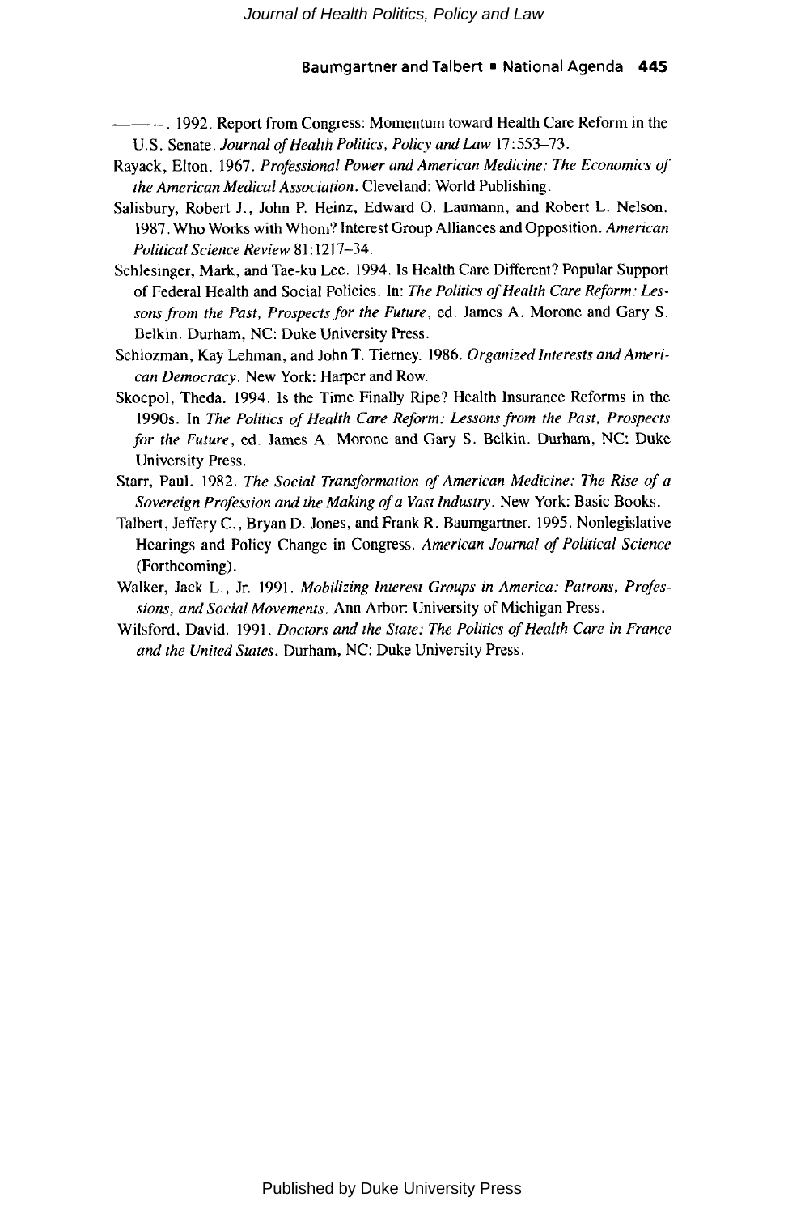———. 1992. Report from Congress: Momentum toward Health Care Reform in the U.S. Senate. *Journal of Health Politics, Policy and Law* 17:553–73.

Rayack, Elton. 1967. *Professional Power and American Medicine: The Economics of the American Medical Association*. Cleveland: World Publishing.

Salisbury, Robert J., John P. Heinz, Edward O. Laumann, and Robert L. Nelson. 1987. Who Works with Whom? Interest Group Alliances and Opposition. *American Political Science Review* 81:1217–34.

Schlesinger, Mark, and Tae-ku Lee. 1994. Is Health Care Different? Popular Support of Federal Health and Social Policies. In: *The Politics of Health Care Reform: Lessons from the Past, Prospects for the Future*, ed. James A. Morone and Gary S. Belkin. Durham, NC: Duke University Press.

Schlozman, Kay Lehman, and John T. Tierney. 1986. *Organized Interests and American Democracy*. New York: Harper and Row.

Skocpol, Theda. 1994. Is the Time Finally Ripe? Health Insurance Reforms in the 1990s. In *The Politics of Health Care Reform: Lessons from the Past, Prospects for the Future*, ed. James A. Morone and Gary S. Belkin. Durham, NC: Duke University Press.

Starr, Paul. 1982. *The Social Transformation of American Medicine: The Rise of a Sovereign Profession and the Making of a Vast Industry*. New York: Basic Books.

Talbert, Jeffery C., Bryan D. Jones, and Frank R. Baumgartner. 1995. Nonlegislative Hearings and Policy Change in Congress. *American Journal of Political Science* (Forthcoming).

Walker, Jack L., Jr. 1991. *Mobilizing Interest Groups in America: Patrons, Professions, and Social Movements*. Ann Arbor: University of Michigan Press.

Wilsford, David. 1991. *Doctors and the State: The Politics of Health Care in France and the United States*. Durham, NC: Duke University Press.